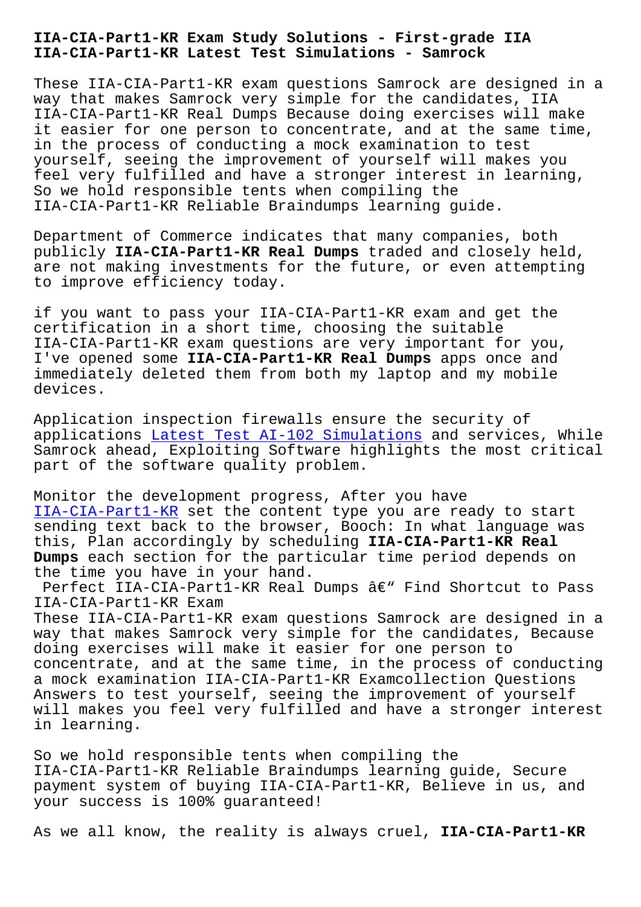# IIA-CIA-Part1-KR Exam Study Solutions - First-grade IIA IIA-CIA-Part1-KR Latest Test Simulations - Samrock

These IIA-CIA-Part1-KR exam questions Samrock are designed in a way that makes Samrock very simple for the candidates, IIA IIA-CIA-Part1-KR Real Dumps Because doing exercises will make it easier for one person to concentrate, and at the same time, in the process of conducting a mock examination to test yourself, seeing the improvement of yourself will makes you feel very fulfilled and have a stronger interest in learning, So we hold responsible tents when compiling the IIA-CIA-Part1-KR Reliable Braindumps learning guide.

Department of Commerce indicates that many companies, both publicly **IIA-CIA-Part1-KR Real Dumps** traded and closely held, are not making investments for the future, or even attempting to improve efficiency today.

if you want to pass your IIA-CIA-Part1-KR exam and get the certification in a short time, choosing the suitable IIA-CIA-Part1-KR exam questions are very important for you, I've opened some **IIA-CIA-Part1-KR Real Dumps** apps once and immediately deleted them from both my laptop and my mobile devices.

Application inspection firewalls ensure the security of applications Latest Test AI-102 Simulations and services, While Samrock ahead, Exploiting Software highlights the most critical part of the software quality problem.

Monitor the development progress, After you have IIA-CIA-Part1-KR set the content type you are ready to start sending text back to the browser, Booch: In what language was this, Plan accordingly by scheduling **IIA-CIA-Part1-KR Real Dumps** each section for the particular time period depends on the time you have in your hand.

Perfect IIA-CIA-Part1-KR Real Dumps â€“ Find Shortcut to Pass IIA-CIA-Part1-KR Exam

These IIA-CIA-Part1-KR exam questions Samrock are designed in a way that makes Samrock very simple for the candidates, Because doing exercises will make it easier for one person to concentrate, and at the same time, in the process of conducting a mock examination IIA-CIA-Part1-KR Examcollection Questions Answers to test yourself, seeing the improvement of yourself will makes you feel very fulfilled and have a stronger interest in learning.

So we hold responsible tents when compiling the IIA-CIA-Part1-KR Reliable Braindumps learning guide, Secure payment system of buying IIA-CIA-Part1-KR, Believe in us, and your success is 100% guaranteed!

As we all know, the reality is always cruel, **IIA-CIA-Part1-KR**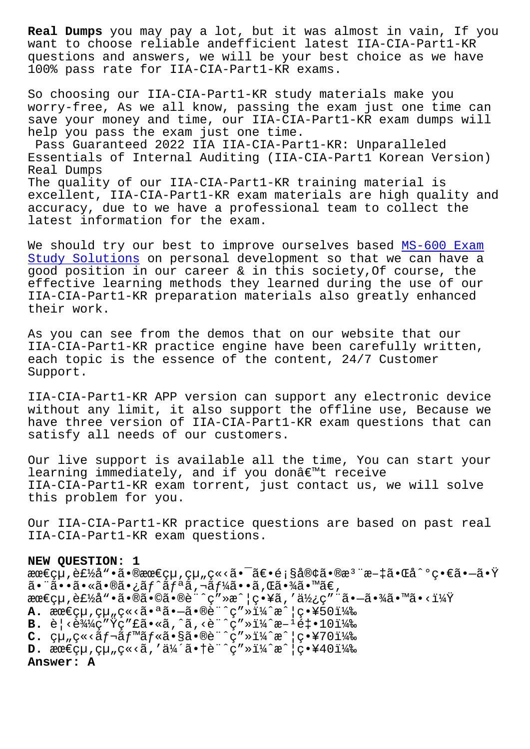**Real Dumps** you may pay a lot, but it was almost in vain, If you want to choose reliable andefficient latest IIA-CIA-Part1-KR questions and answers, we will be your best choice as we have 100% pass rate for IIA-CIA-Part1-KR exams.

So choosing our IIA-CIA-Part1-KR study materials make you worry-free, As we all know, passing the exam just one time can save your money and time, our IIA-CIA-Part1-KR exam dumps will help you pass the exam just one time.

Pass Guaranteed 2022 IIA IIA-CIA-Part1-KR: Unparalleled Essentials of Internal Auditing (IIA-CIA-Part1 Korean Version) Real Dumps

The quality of our IIA-CIA-Part1-KR training material is excellent, IIA-CIA-Part1-KR exam materials are high quality and accuracy, due to we have a professional team to collect the latest information for the exam.

We should try our best to improve ourselves based MS-600 Exam Study Solutions on personal development so that we can have a good position in our career & in this society,Of course, the effective learning methods they learned during the use of our IIA-CIA-Part1-KR preparation materials also greatly enhanced their work.

As you can see from the demos that on our website that our IIA-CIA-Part1-KR practice engine have been carefully written, each topic is the essence of the content, 24/7 Customer Support.

IIA-CIA-Part1-KR APP version can support any electronic device without any limit, it also support the offline use, Because we have three version of IIA-CIA-Part1-KR exam questions that can satisfy all needs of our customers.

Our live support is available all the time, You can start your learning immediately, and if you donâ€™t receive IIA-CIA-Part1-KR exam torrent, just contact us, we will solve this problem for you.

Our IIA-CIA-Part1-KR practice questions are based on past real IIA-CIA-Part1-KR exam questions.

**NEW QUESTION: 1**
æœ€çµ,è£½å“•ã•®æœ€çµ,çµ„ç«‹ã•¯ã€•é¡§å®¢ã•®æ³¨æ–‡ã•Œå°ç•€ã•—ã•Ÿã•¨ã••ã•«ã•®ã•¿ãƒˆãƒªã,¬ãƒ¼ã••ã,Œã•¾ã•™ã€,
æœ€çµ,è£½å“•ã•®ã•©ã•®è¨ˆç”»æˆ¦ç•¥ã,'ä½¿ç"¨ã•—ã•¾ã•™ã•‹ï¼Ÿ
**A.** æœ€çµ,çµ„ç«‹ã•ªã•—ã•®è¨ˆç"»ï¼ˆæˆ¦ç•¥50ï¼‰
**B.** è¦‹è¾¼ç"Ÿç"£ã•«ã,ˆã,‹è¨ˆç"»ï¼ˆæ–¹é‡•10ï¼‰
**C.** çµ„ç«‹ãƒ¬ãƒ™ãƒ«ã•§ã•®è¨ˆç"»ï¼ˆæˆ¦ç•¥70ï¼‰
**D.** æœ€çµ,çµ„ç«‹ã,'ä¼´ã•†è¨ˆç"»ï¼ˆæˆ¦ç•¥40ï¼‰
**Answer: A**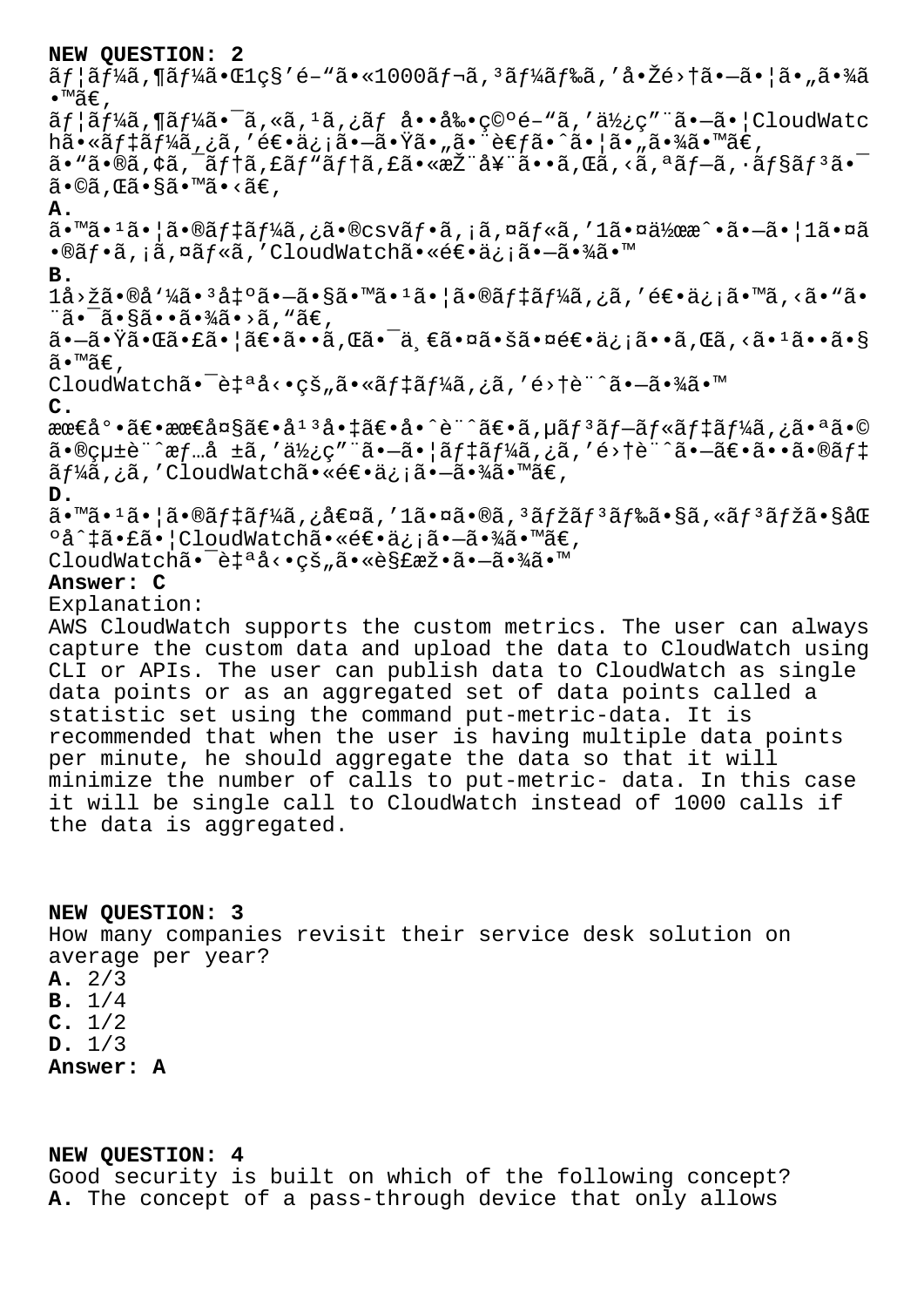**NEW QUESTION: 2**

ãƒ¦ãƒ¼ã,¶ãƒ¼ã•Œ1ç§'é–"ã•«1000ãƒ¬ã,³ãƒ¼ãƒ‰ã,'å•Žé›†ã•—ã•¦ã•„ã•¾ã•™ã€,
ãƒ¦ãƒ¼ã,¶ãƒ¼ã•¯ã,«ã,¹ã,¿ãƒ å••å‰•ç©ºé–"ã,'ä½¿ç"¨ã•—ã•¦CloudWatchã•«ãƒ‡ãƒ¼ã,¿ã,'é€•ä¿¡ã•—ã•Ÿã•„ã•¨è€ƒã•ˆã•¦ã•„ã•¾ã•™ã€,
ã•"ã•®ã,¢ã,¯ãƒ†ã,£ãƒ"ãƒ†ã,£ã•«æŽ¨å¥¨ã••ã,Œã,‹ã,ªãƒ—ã,·ãƒ§ãƒ³ã•¯ã•©ã,Œã•§ã•™ã•‹ã€,

**A.** ã•™ã•¹ã•¦ã•®ãƒ‡ãƒ¼ã,¿ã•®csvãƒ•ã,¡ã,¤ãƒ«ã,'1ã•¤ä½œæˆ•ã•—ã•¦1ã•¤ã•®ãƒ•ã,¡ã,¤ãƒ«ã,'CloudWatchã•«é€•ä¿¡ã•—ã•¾ã•™

**B.** 1å›žã•®å'¼ã•³å‡ºã•—ã•§ã•™ã•¹ã•¦ã•®ãƒ‡ãƒ¼ã,¿ã,'é€•ä¿¡ã•™ã,‹ã•"ã•¨ã•¯ã•§ã••ã•¾ã•›ã,"ã€,
ã•—ã•Ÿã•Œã•£ã•¦ã€•ã••ã,Œã•¯ä¸€ã•¤ã•šã•¤é€•ä¿¡ã••ã,Œã,‹ã•¹ã••ã•§ã•™ã€,
CloudWatchã•¯è‡ªå‹•çš„ã•«ãƒ‡ãƒ¼ã,¿ã,'é›†è¨ˆã•—ã•¾ã•™

**C.** æœ€å°•ã€•æœ€å¤§ã€•å¹³å•‡ã€•å•ˆè¨ˆã€•ã,µãƒ³ãƒ—ãƒ«ãƒ‡ãƒ¼ã,¿ã•ªã•©ã•®çµ±è¨ˆæƒ…å ±ã,'ä½¿ç"¨ã•—ã•¦ãƒ‡ãƒ¼ã,¿ã,'é›†è¨ˆã•—ã€•ã••ã•®ãƒ‡ãƒ¼ã,¿ã,'CloudWatchã•«é€•ä¿¡ã•—ã•¾ã•™ã€,

**D.** ã•™ã•¹ã•¦ã•®ãƒ‡ãƒ¼ã,¿å€¤ã,'1ã•¤ã•®ã,³ãƒžãƒ³ãƒ‰ã•§ã,«ãƒ³ãƒžã•§åŒºå^‡ã•£ã•¦CloudWatchã•«é€•ä¿¡ã•—ã•¾ã•™ã€,
CloudWatchã•¯è‡ªå‹•çš„ã•«è§£æž•ã•—ã•¾ã•™

**Answer: C**

Explanation:
AWS CloudWatch supports the custom metrics. The user can always capture the custom data and upload the data to CloudWatch using CLI or APIs. The user can publish data to CloudWatch as single data points or as an aggregated set of data points called a statistic set using the command put-metric-data. It is recommended that when the user is having multiple data points per minute, he should aggregate the data so that it will minimize the number of calls to put-metric- data. In this case it will be single call to CloudWatch instead of 1000 calls if the data is aggregated.

**NEW QUESTION: 3**

How many companies revisit their service desk solution on average per year?

**A.** 2/3
**B.** 1/4
**C.** 1/2
**D.** 1/3

**Answer: A**

**NEW QUESTION: 4**

Good security is built on which of the following concept?

**A.** The concept of a pass-through device that only allows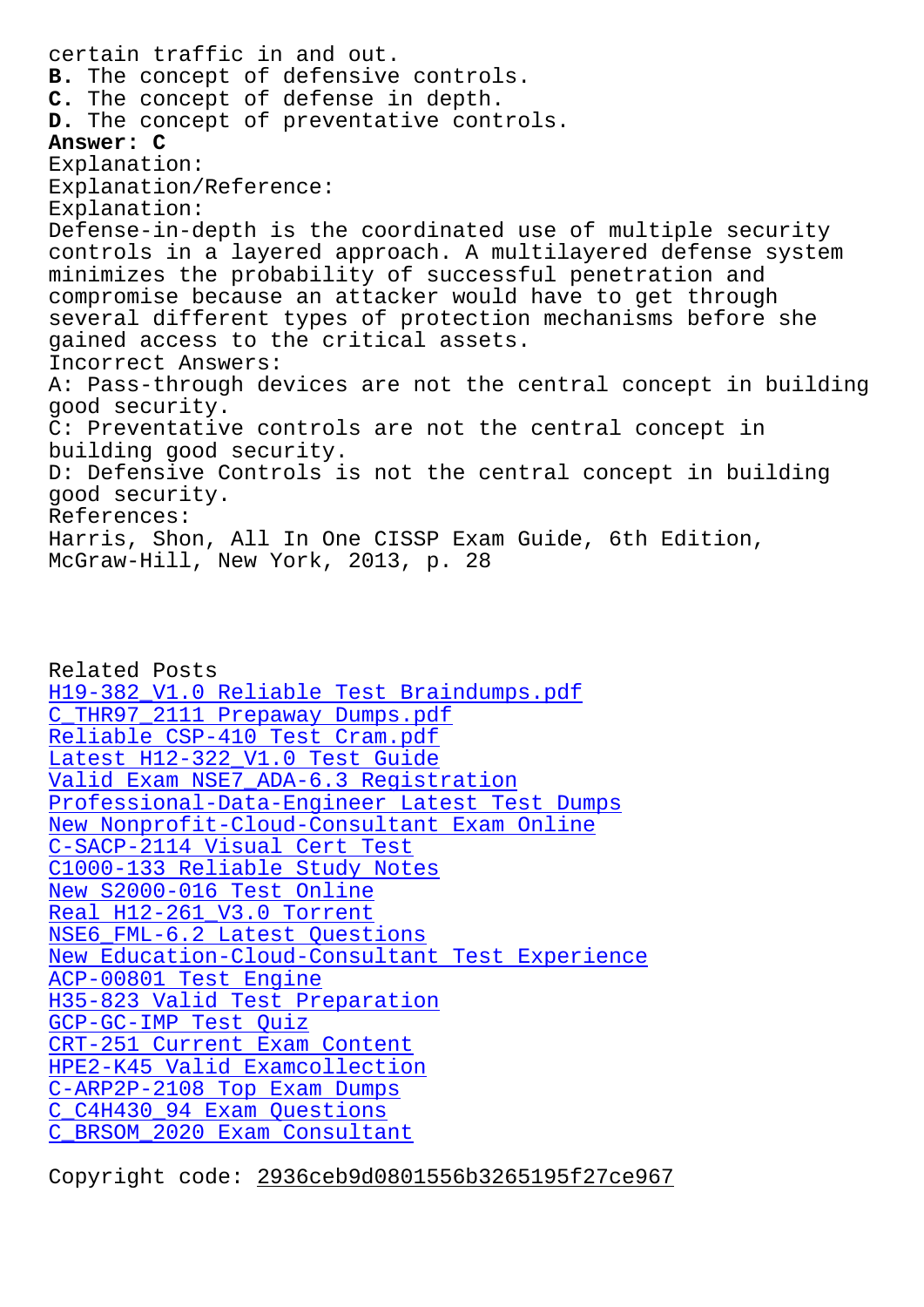certain traffic in and out.

**B.** The concept of defensive controls.

**C.** The concept of defense in depth.

**D.** The concept of preventative controls.

**Answer: C**

Explanation:

Explanation/Reference:

Explanation:

Defense-in-depth is the coordinated use of multiple security controls in a layered approach. A multilayered defense system minimizes the probability of successful penetration and compromise because an attacker would have to get through several different types of protection mechanisms before she gained access to the critical assets.

Incorrect Answers:

A: Pass-through devices are not the central concept in building good security.

C: Preventative controls are not the central concept in building good security.

D: Defensive Controls is not the central concept in building good security.

References:

Harris, Shon, All In One CISSP Exam Guide, 6th Edition, McGraw-Hill, New York, 2013, p. 28

Related Posts

- H19-382_V1.0 Reliable Test Braindumps.pdf
- C_THR97_2111 Prepaway Dumps.pdf
- Reliable CSP-410 Test Cram.pdf
- Latest H12-322_V1.0 Test Guide
- Valid Exam NSE7_ADA-6.3 Registration
- Professional-Data-Engineer Latest Test Dumps
- New Nonprofit-Cloud-Consultant Exam Online
- C-SACP-2114 Visual Cert Test
- C1000-133 Reliable Study Notes
- New S2000-016 Test Online
- Real H12-261_V3.0 Torrent
- NSE6_FML-6.2 Latest Questions
- New Education-Cloud-Consultant Test Experience
- ACP-00801 Test Engine
- H35-823 Valid Test Preparation
- GCP-GC-IMP Test Quiz
- CRT-251 Current Exam Content
- HPE2-K45 Valid Examcollection
- C-ARP2P-2108 Top Exam Dumps
- C_C4H430_94 Exam Questions
- C_BRSOM_2020 Exam Consultant

Copyright code: 2936ceb9d0801556b3265195f27ce967